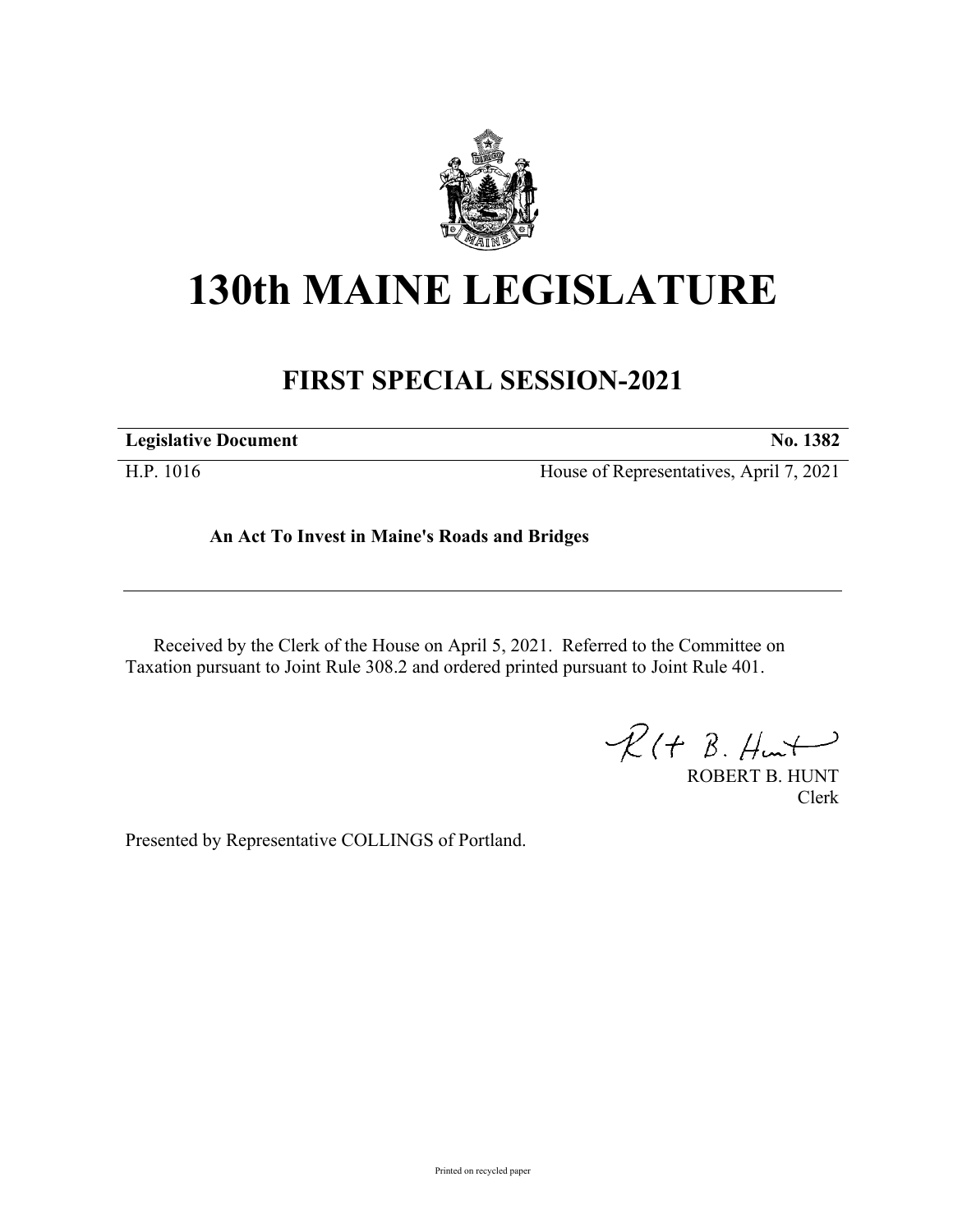# 130th MAINE LEGISLATURE

## FIRST SPECIAL SESSION-2021

| **Legislative Document** | **No. 1382** |
|---|---|
| H.P. 1016 | House of Representatives, April 7, 2021 |

**An Act To Invest in Maine's Roads and Bridges**

Received by the Clerk of the House on April 5, 2021. Referred to the Committee on Taxation pursuant to Joint Rule 308.2 and ordered printed pursuant to Joint Rule 401.

ROBERT B. HUNT
Clerk

Presented by Representative COLLINGS of Portland.

Printed on recycled paper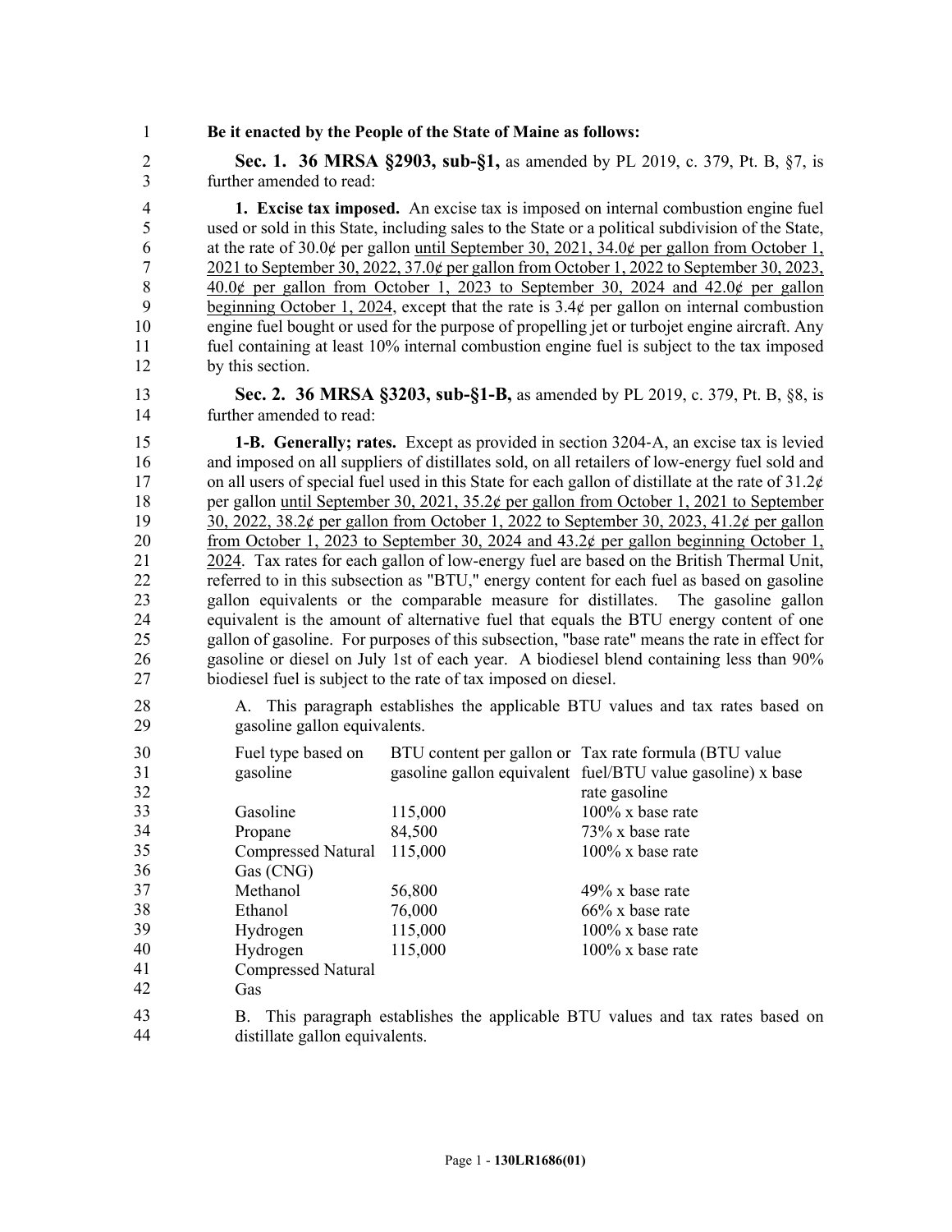**Be it enacted by the People of the State of Maine as follows:**

**Sec. 1. 36 MRSA §2903, sub-§1,** as amended by PL 2019, c. 379, Pt. B, §7, is further amended to read:

**1. Excise tax imposed.** An excise tax is imposed on internal combustion engine fuel used or sold in this State, including sales to the State or a political subdivision of the State, at the rate of 30.0¢ per gallon until September 30, 2021, 34.0¢ per gallon from October 1, 2021 to September 30, 2022, 37.0¢ per gallon from October 1, 2022 to September 30, 2023, 40.0¢ per gallon from October 1, 2023 to September 30, 2024 and 42.0¢ per gallon beginning October 1, 2024, except that the rate is 3.4¢ per gallon on internal combustion engine fuel bought or used for the purpose of propelling jet or turbojet engine aircraft. Any fuel containing at least 10% internal combustion engine fuel is subject to the tax imposed by this section.

**Sec. 2. 36 MRSA §3203, sub-§1-B,** as amended by PL 2019, c. 379, Pt. B, §8, is further amended to read:

**1-B. Generally; rates.** Except as provided in section 3204-A, an excise tax is levied and imposed on all suppliers of distillates sold, on all retailers of low-energy fuel sold and on all users of special fuel used in this State for each gallon of distillate at the rate of 31.2¢ per gallon until September 30, 2021, 35.2¢ per gallon from October 1, 2021 to September 30, 2022, 38.2¢ per gallon from October 1, 2022 to September 30, 2023, 41.2¢ per gallon from October 1, 2023 to September 30, 2024 and 43.2¢ per gallon beginning October 1, 2024. Tax rates for each gallon of low-energy fuel are based on the British Thermal Unit, referred to in this subsection as "BTU," energy content for each fuel as based on gasoline gallon equivalents or the comparable measure for distillates. The gasoline gallon equivalent is the amount of alternative fuel that equals the BTU energy content of one gallon of gasoline. For purposes of this subsection, "base rate" means the rate in effect for gasoline or diesel on July 1st of each year. A biodiesel blend containing less than 90% biodiesel fuel is subject to the rate of tax imposed on diesel.

A. This paragraph establishes the applicable BTU values and tax rates based on gasoline gallon equivalents.

| Fuel type based on gasoline | BTU content per gallon or gasoline gallon equivalent | Tax rate formula (BTU value fuel/BTU value gasoline) x base rate gasoline |
|---|---|---|
| Gasoline | 115,000 | 100% x base rate |
| Propane | 84,500 | 73% x base rate |
| Compressed Natural Gas (CNG) | 115,000 | 100% x base rate |
| Methanol | 56,800 | 49% x base rate |
| Ethanol | 76,000 | 66% x base rate |
| Hydrogen | 115,000 | 100% x base rate |
| Hydrogen Compressed Natural Gas | 115,000 | 100% x base rate |

B. This paragraph establishes the applicable BTU values and tax rates based on distillate gallon equivalents.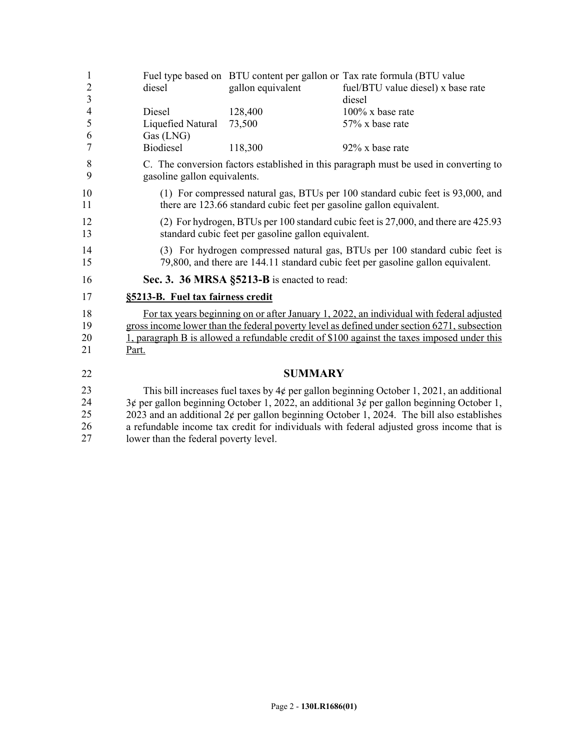| Fuel type based on diesel | BTU content per gallon or gallon equivalent | Tax rate formula (BTU value fuel/BTU value diesel) x base rate diesel |
|---|---|---|
| Diesel | 128,400 | 100% x base rate |
| Liquefied Natural Gas (LNG) | 73,500 | 57% x base rate |
| Biodiesel | 118,300 | 92% x base rate |

C. The conversion factors established in this paragraph must be used in converting to gasoline gallon equivalents.

(1) For compressed natural gas, BTUs per 100 standard cubic feet is 93,000, and there are 123.66 standard cubic feet per gasoline gallon equivalent.

(2) For hydrogen, BTUs per 100 standard cubic feet is 27,000, and there are 425.93 standard cubic feet per gasoline gallon equivalent.

(3) For hydrogen compressed natural gas, BTUs per 100 standard cubic feet is 79,800, and there are 144.11 standard cubic feet per gasoline gallon equivalent.

**Sec. 3. 36 MRSA §5213-B** is enacted to read:

**§5213-B. Fuel tax fairness credit**

For tax years beginning on or after January 1, 2022, an individual with federal adjusted gross income lower than the federal poverty level as defined under section 6271, subsection 1, paragraph B is allowed a refundable credit of $100 against the taxes imposed under this Part.

## SUMMARY

This bill increases fuel taxes by 4¢ per gallon beginning October 1, 2021, an additional 3¢ per gallon beginning October 1, 2022, an additional 3¢ per gallon beginning October 1, 2023 and an additional 2¢ per gallon beginning October 1, 2024. The bill also establishes a refundable income tax credit for individuals with federal adjusted gross income that is lower than the federal poverty level.